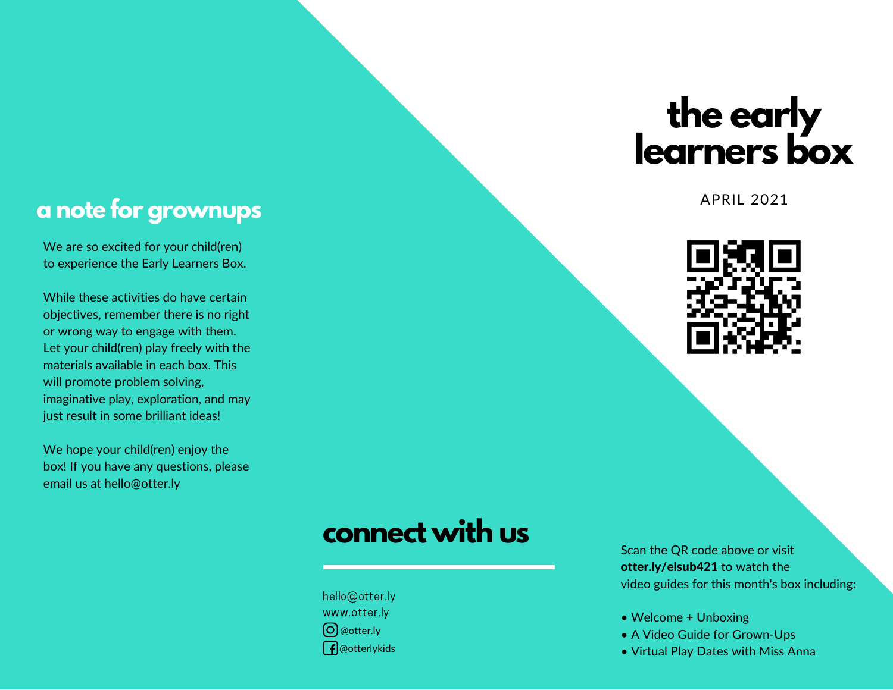# the early learners box

APRIL 2021

## a note for grownups

We are so excited for your child(ren) to experience the Early Learners Box.

While these activities do have certain objectives, remember there is no right or wrong way to engage with them. Let your child(ren) play freely with the materials available in each box. This will promote problem solving, imaginative play, exploration, and may just result in some brilliant ideas!

We hope your child(ren) enjoy the box! If you have any questions, please email us at hello@otter.ly

## connect with us

hello@otter.ly
www.otter.ly
@otter.ly
@otterlykids

Scan the QR code above or visit **otter.ly/elsub421** to watch the video guides for this month's box including:

- Welcome + Unboxing
- A Video Guide for Grown-Ups
- Virtual Play Dates with Miss Anna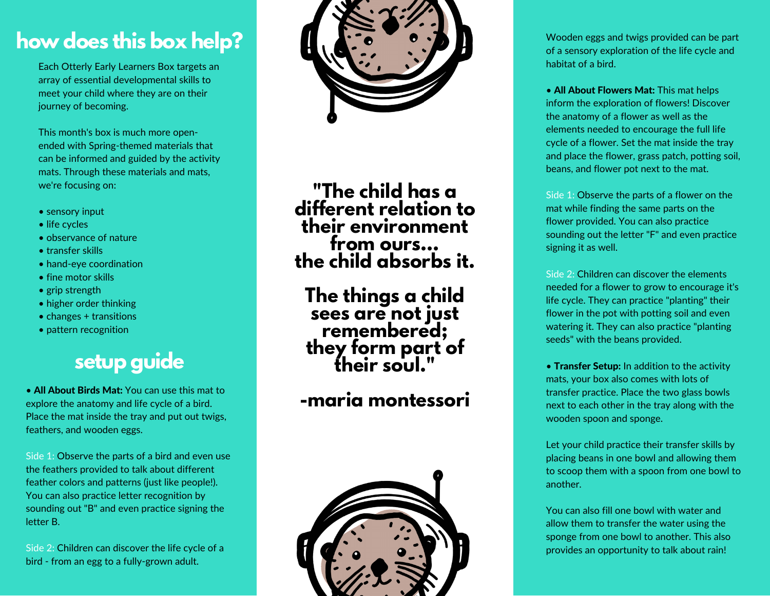## how does this box help?

Each Otterly Early Learners Box targets an array of essential developmental skills to meet your child where they are on their journey of becoming.

This month's box is much more open-ended with Spring-themed materials that can be informed and guided by the activity mats. Through these materials and mats, we're focusing on:

- sensory input
- life cycles
- observance of nature
- transfer skills
- hand-eye coordination
- fine motor skills
- grip strength
- higher order thinking
- changes + transitions
- pattern recognition

## setup guide

- **All About Birds Mat:** You can use this mat to explore the anatomy and life cycle of a bird. Place the mat inside the tray and put out twigs, feathers, and wooden eggs.

Side 1: Observe the parts of a bird and even use the feathers provided to talk about different feather colors and patterns (just like people!). You can also practice letter recognition by sounding out "B" and even practice signing the letter B.

Side 2: Children can discover the life cycle of a bird - from an egg to a fully-grown adult.

**"The child has a different relation to their environment from ours... the child absorbs it.**

**The things a child sees are not just remembered; they form part of their soul."**

**-maria montessori**

Wooden eggs and twigs provided can be part of a sensory exploration of the life cycle and habitat of a bird.

- **All About Flowers Mat:** This mat helps inform the exploration of flowers! Discover the anatomy of a flower as well as the elements needed to encourage the full life cycle of a flower. Set the mat inside the tray and place the flower, grass patch, potting soil, beans, and flower pot next to the mat.

Side 1: Observe the parts of a flower on the mat while finding the same parts on the flower provided. You can also practice sounding out the letter "F" and even practice signing it as well.

Side 2: Children can discover the elements needed for a flower to grow to encourage it's life cycle. They can practice "planting" their flower in the pot with potting soil and even watering it. They can also practice "planting seeds" with the beans provided.

- **Transfer Setup:** In addition to the activity mats, your box also comes with lots of transfer practice. Place the two glass bowls next to each other in the tray along with the wooden spoon and sponge.

Let your child practice their transfer skills by placing beans in one bowl and allowing them to scoop them with a spoon from one bowl to another.

You can also fill one bowl with water and allow them to transfer the water using the sponge from one bowl to another. This also provides an opportunity to talk about rain!